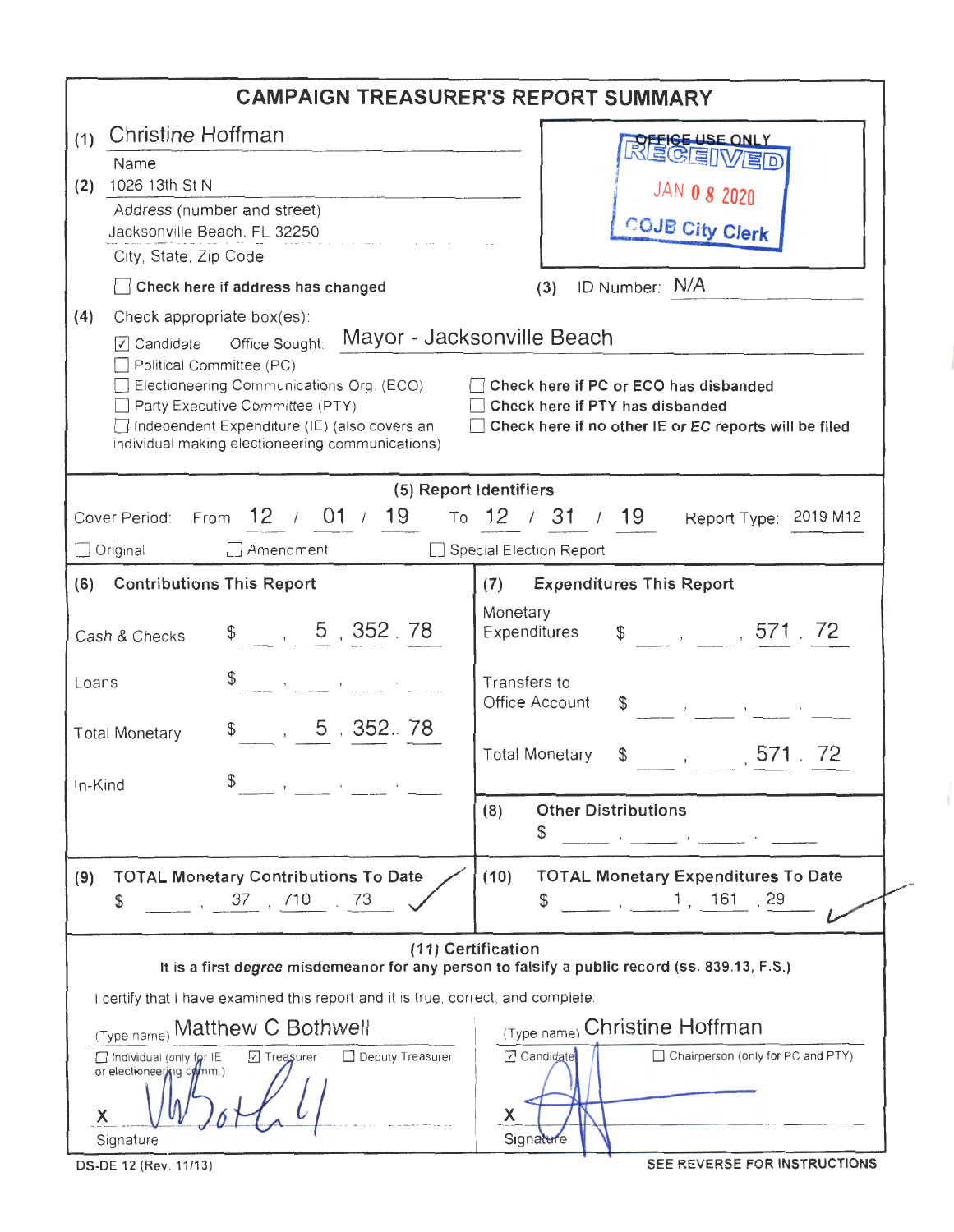# CAMPAIGN TREASURER'S REPORT SUMMARY

(1) Christine Hoffman
Name

(2) 1026 13th St N
Address (number and street)

Jacksonville Beach, FL 32250
City, State, Zip Code

☐ **Check here if address has changed**

OFFICE USE ONLY
RECEIVED
JAN 08 2020
COJB City Clerk

(3) ID Number: N/A

(4) Check appropriate box(es):

☑ Candidate Office Sought: Mayor - Jacksonville Beach
☐ Political Committee (PC)
☐ Electioneering Communications Org. (ECO)
☐ Party Executive Committee (PTY)
☐ Independent Expenditure (IE) (also covers an individual making electioneering communications)

☐ **Check here if PC or ECO has disbanded**
☐ **Check here if PTY has disbanded**
☐ **Check here if no other IE or EC reports will be filed**

**(5) Report Identifiers**

Cover Period: From 12 / 01 / 19 To 12 / 31 / 19 Report Type: 2019 M12

☐ Original ☐ Amendment ☐ Special Election Report

| (6) Contributions This Report | | (7) Expenditures This Report | |
|---|---|---|---|
| Cash & Checks | $ 5,352.78 | Monetary Expenditures | $ 571.72 |
| Loans | $ | Transfers to Office Account | $ |
| Total Monetary | $ 5,352.78 | Total Monetary | $ 571.72 |
| In-Kind | $ | **(8) Other Distributions** | $ |

| (9) TOTAL Monetary Contributions To Date | (10) TOTAL Monetary Expenditures To Date |
|---|---|
| $ 37,710.73 | $ 1,161.29 |

**(11) Certification**

**It is a first degree misdemeanor for any person to falsify a public record (ss. 839.13, F.S.)**

I certify that I have examined this report and it is true, correct, and complete.

(Type name) Matthew C Bothwell
☐ Individual (only for IE or electioneering comm.) ☑ Treasurer ☐ Deputy Treasurer
X [signature]
Signature

(Type name) Christine Hoffman
☑ Candidate ☐ Chairperson (only for PC and PTY)
X [signature]
Signature

DS-DE 12 (Rev. 11/13)

SEE REVERSE FOR INSTRUCTIONS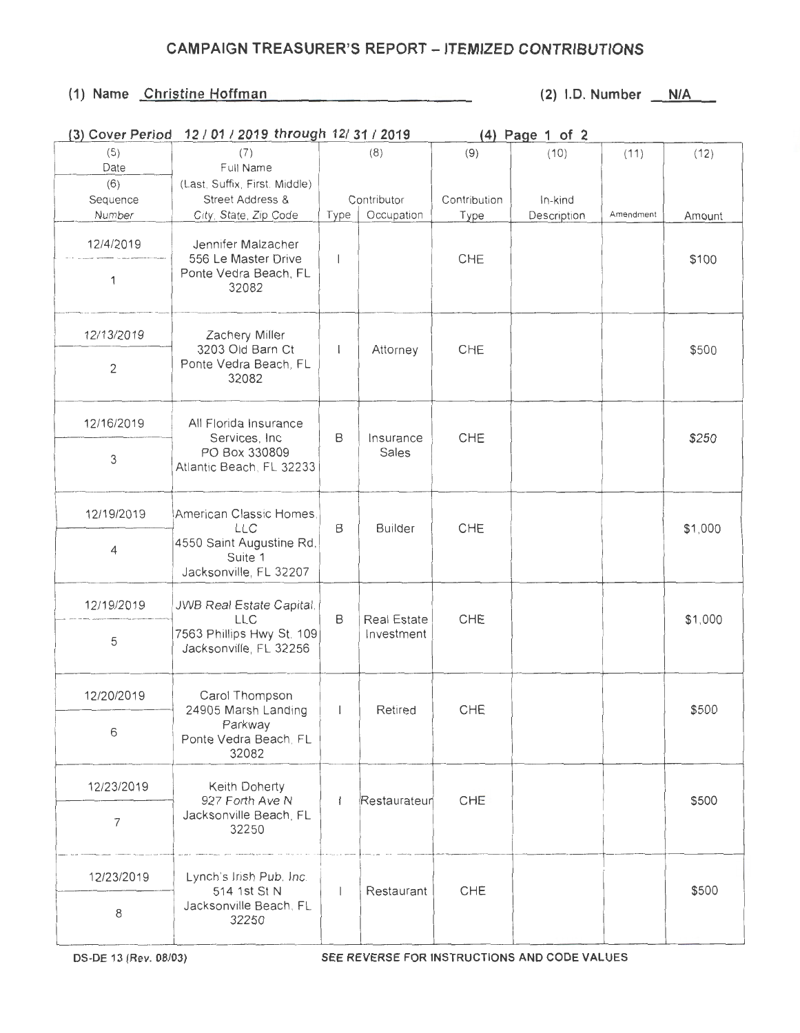# CAMPAIGN TREASURER'S REPORT – ITEMIZED CONTRIBUTIONS

**(1) Name** Christine Hoffman **(2) I.D. Number** N/A

**(3) Cover Period** 12 / 01 / 2019 through 12/ 31 / 2019 **(4) Page** 1 **of** 2

| (5) Date / (6) Sequence Number | (7) Full Name (Last, Suffix, First, Middle) Street Address & City, State, Zip Code | (8) Contributor Type | (8) Contributor Occupation | (9) Contribution Type | (10) In-kind Description | (11) Amendment | (12) Amount |
|---|---|---|---|---|---|---|---|
| 12/4/2019 / 1 | Jennifer Malzacher 556 Le Master Drive Ponte Vedra Beach, FL 32082 | I | | CHE | | | $100 |
| 12/13/2019 / 2 | Zachery Miller 3203 Old Barn Ct Ponte Vedra Beach, FL 32082 | I | Attorney | CHE | | | $500 |
| 12/16/2019 / 3 | All Florida Insurance Services, Inc PO Box 330809 Atlantic Beach, FL 32233 | B | Insurance Sales | CHE | | | $250 |
| 12/19/2019 / 4 | American Classic Homes, LLC 4550 Saint Augustine Rd, Suite 1 Jacksonville, FL 32207 | B | Builder | CHE | | | $1,000 |
| 12/19/2019 / 5 | JWB Real Estate Capital, LLC 7563 Phillips Hwy St. 109 Jacksonville, FL 32256 | B | Real Estate Investment | CHE | | | $1,000 |
| 12/20/2019 / 6 | Carol Thompson 24905 Marsh Landing Parkway Ponte Vedra Beach, FL 32082 | I | Retired | CHE | | | $500 |
| 12/23/2019 / 7 | Keith Doherty 927 Forth Ave N Jacksonville Beach, FL 32250 | I | Restaurateur | CHE | | | $500 |
| 12/23/2019 / 8 | Lynch's Irish Pub, Inc. 514 1st St N Jacksonville Beach, FL 32250 | I | Restaurant | CHE | | | $500 |

DS-DE 13 (Rev. 08/03) SEE REVERSE FOR INSTRUCTIONS AND CODE VALUES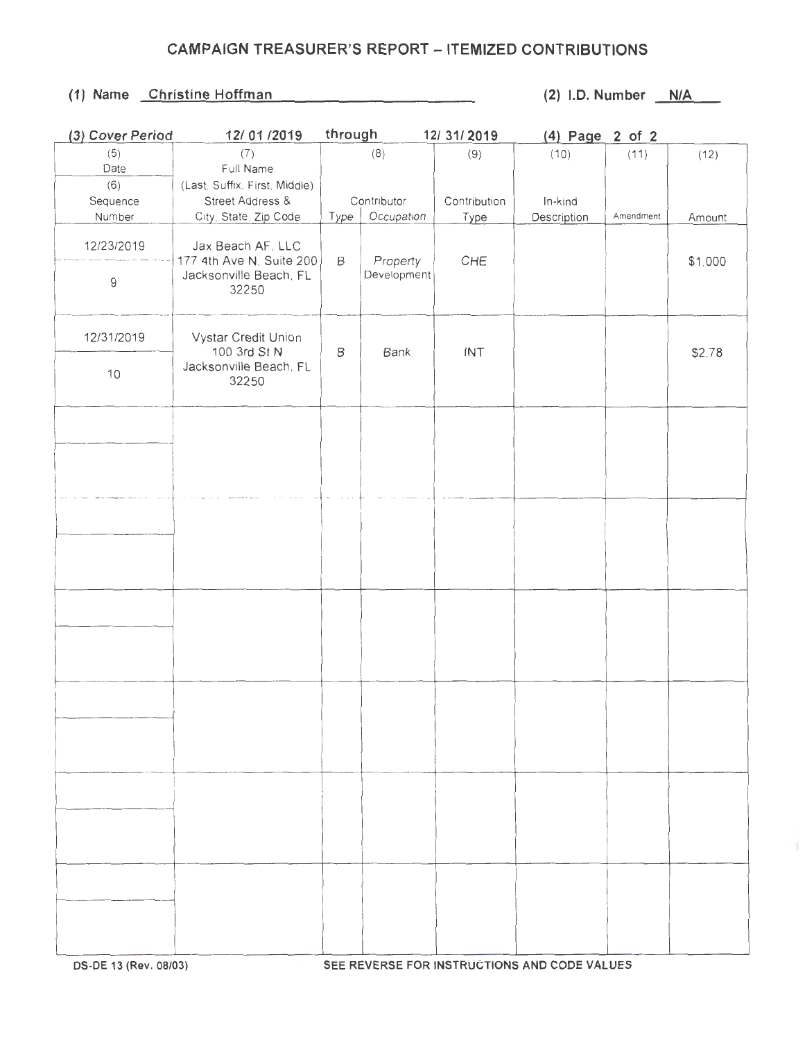# CAMPAIGN TREASURER'S REPORT – ITEMIZED CONTRIBUTIONS

**(1) Name** Christine Hoffman **(2) I.D. Number** N/A

**(3) Cover Period** 12/ 01 /2019 through 12/ 31/ 2019 **(4) Page** 2 of 2

| (5) Date / (6) Sequence Number | (7) Full Name (Last, Suffix, First, Middle) Street Address & City, State, Zip Code | (8) Contributor Type | Contributor Occupation | (9) Contribution Type | (10) In-kind Description | (11) Amendment | (12) Amount |
|---|---|---|---|---|---|---|---|
| 12/23/2019 / 9 | Jax Beach AF, LLC 177 4th Ave N, Suite 200 Jacksonville Beach, FL 32250 | B | Property Development | CHE | | | $1,000 |
| 12/31/2019 / 10 | Vystar Credit Union 100 3rd St N Jacksonville Beach, FL 32250 | B | Bank | INT | | | $2.78 |
| | | | | | | | |
| | | | | | | | |
| | | | | | | | |
| | | | | | | | |
| | | | | | | | |
| | | | | | | | |

DS-DE 13 (Rev. 08/03) SEE REVERSE FOR INSTRUCTIONS AND CODE VALUES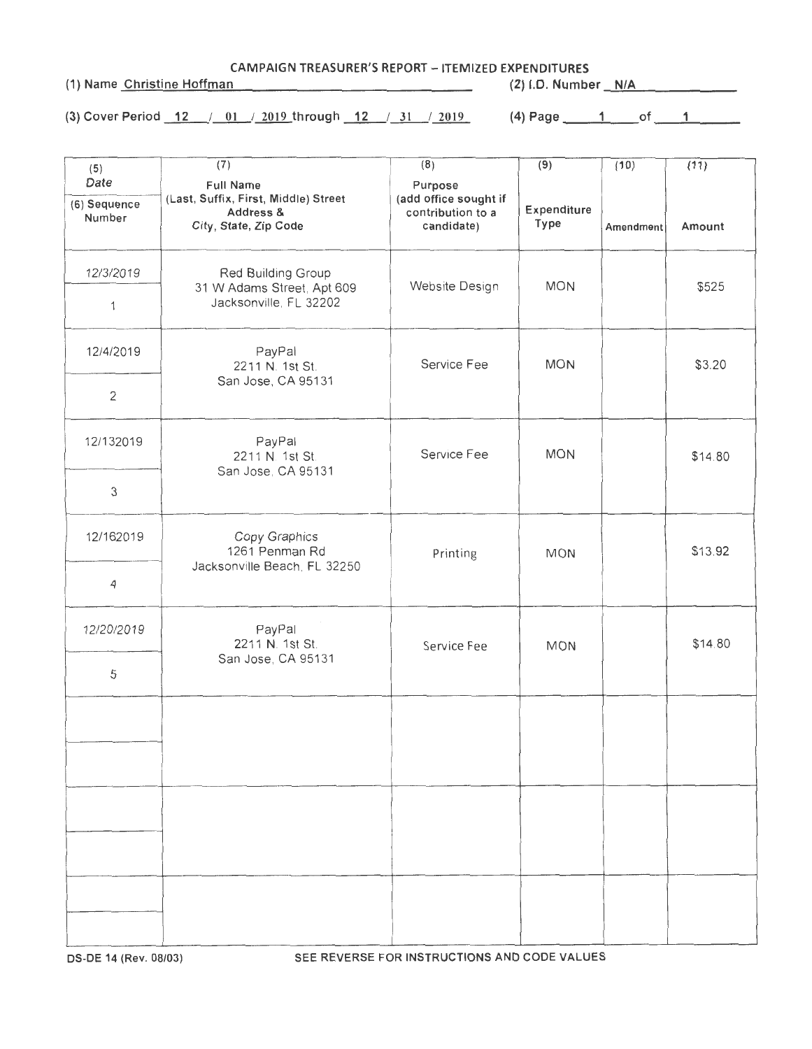# CAMPAIGN TREASURER'S REPORT – ITEMIZED EXPENDITURES

(1) Name Christine Hoffman (2) I.D. Number N/A

(3) Cover Period 12 / 01 / 2019 through 12 / 31 / 2019 (4) Page 1 of 1

| (5) Date / (6) Sequence Number | (7) Full Name (Last, Suffix, First, Middle) Street Address & City, State, Zip Code | (8) Purpose (add office sought if contribution to a candidate) | (9) Expenditure Type | (10) Amendment | (11) Amount |
|---|---|---|---|---|---|
| 12/3/2019<br>1 | Red Building Group<br>31 W Adams Street, Apt 609<br>Jacksonville, FL 32202 | Website Design | MON | | $525 |
| 12/4/2019<br>2 | PayPal<br>2211 N. 1st St.<br>San Jose, CA 95131 | Service Fee | MON | | $3.20 |
| 12/132019<br>3 | PayPal<br>2211 N. 1st St.<br>San Jose, CA 95131 | Service Fee | MON | | $14.80 |
| 12/162019<br>4 | Copy Graphics<br>1261 Penman Rd<br>Jacksonville Beach, FL 32250 | Printing | MON | | $13.92 |
| 12/20/2019<br>5 | PayPal<br>2211 N. 1st St.<br>San Jose, CA 95131 | Service Fee | MON | | $14.80 |
| | | | | | |
| | | | | | |
| | | | | | |

DS-DE 14 (Rev. 08/03) SEE REVERSE FOR INSTRUCTIONS AND CODE VALUES